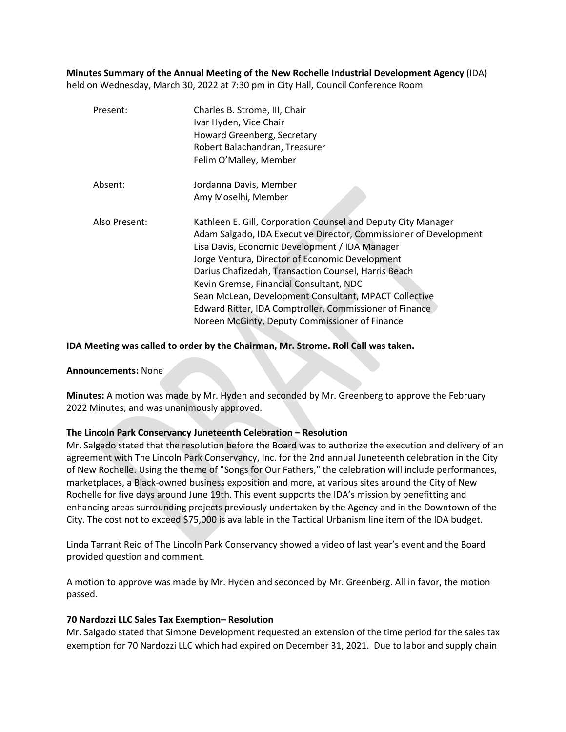**Minutes Summary of the Annual Meeting of the New Rochelle Industrial Development Agency** (IDA) held on Wednesday, March 30, 2022 at 7:30 pm in City Hall, Council Conference Room

| | |
|---|---|
| Present: | Charles B. Strome, III, Chair<br>Ivar Hyden, Vice Chair<br>Howard Greenberg, Secretary<br>Robert Balachandran, Treasurer<br>Felim O'Malley, Member |
| Absent: | Jordanna Davis, Member<br>Amy Moselhi, Member |
| Also Present: | Kathleen E. Gill, Corporation Counsel and Deputy City Manager<br>Adam Salgado, IDA Executive Director, Commissioner of Development<br>Lisa Davis, Economic Development / IDA Manager<br>Jorge Ventura, Director of Economic Development<br>Darius Chafizedah, Transaction Counsel, Harris Beach<br>Kevin Gremse, Financial Consultant, NDC<br>Sean McLean, Development Consultant, MPACT Collective<br>Edward Ritter, IDA Comptroller, Commissioner of Finance<br>Noreen McGinty, Deputy Commissioner of Finance |

**IDA Meeting was called to order by the Chairman, Mr. Strome. Roll Call was taken.**

**Announcements:** None

**Minutes:** A motion was made by Mr. Hyden and seconded by Mr. Greenberg to approve the February 2022 Minutes; and was unanimously approved.

**The Lincoln Park Conservancy Juneteenth Celebration – Resolution**

Mr. Salgado stated that the resolution before the Board was to authorize the execution and delivery of an agreement with The Lincoln Park Conservancy, Inc. for the 2nd annual Juneteenth celebration in the City of New Rochelle. Using the theme of "Songs for Our Fathers," the celebration will include performances, marketplaces, a Black-owned business exposition and more, at various sites around the City of New Rochelle for five days around June 19th. This event supports the IDA's mission by benefitting and enhancing areas surrounding projects previously undertaken by the Agency and in the Downtown of the City. The cost not to exceed $75,000 is available in the Tactical Urbanism line item of the IDA budget.

Linda Tarrant Reid of The Lincoln Park Conservancy showed a video of last year's event and the Board provided question and comment.

A motion to approve was made by Mr. Hyden and seconded by Mr. Greenberg. All in favor, the motion passed.

**70 Nardozzi LLC Sales Tax Exemption– Resolution**

Mr. Salgado stated that Simone Development requested an extension of the time period for the sales tax exemption for 70 Nardozzi LLC which had expired on December 31, 2021. Due to labor and supply chain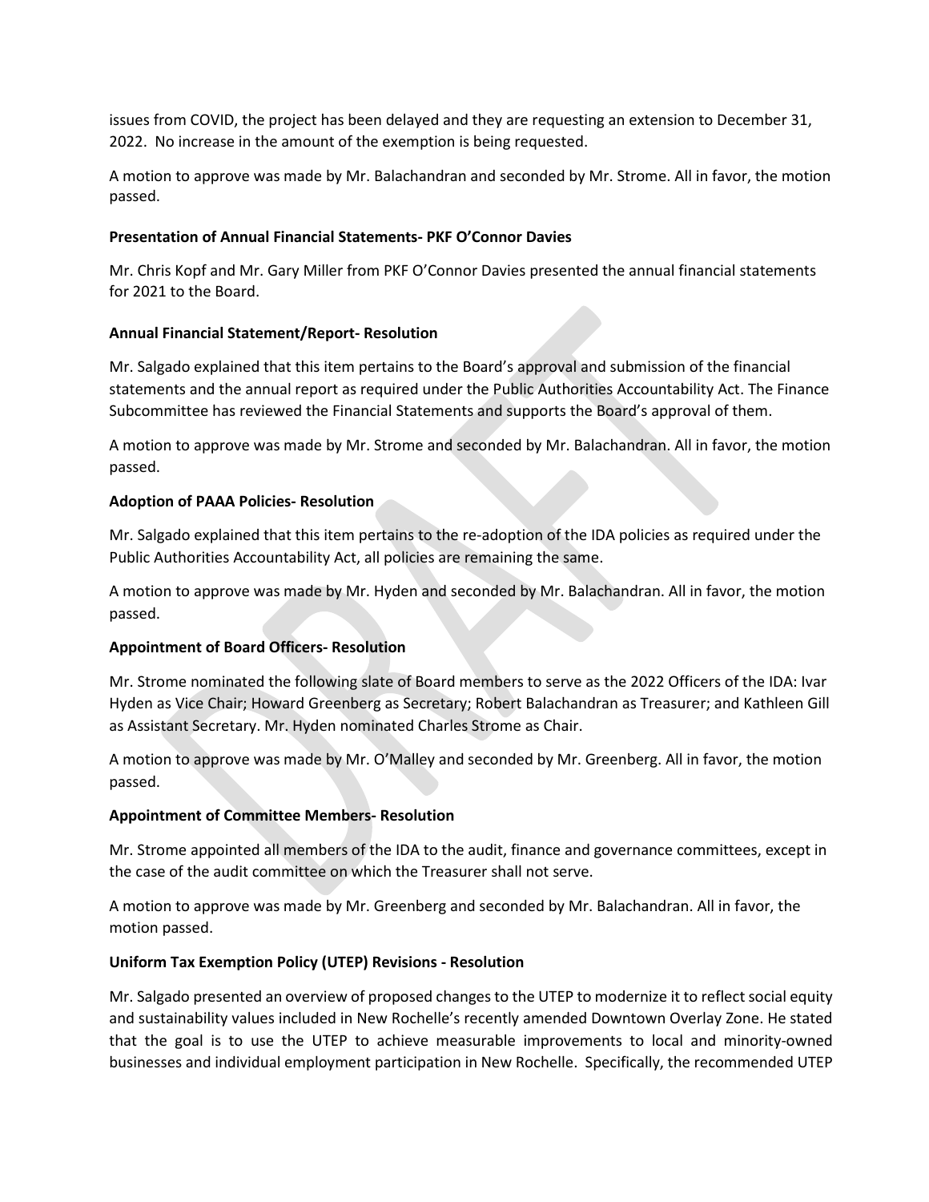issues from COVID, the project has been delayed and they are requesting an extension to December 31, 2022. No increase in the amount of the exemption is being requested.

A motion to approve was made by Mr. Balachandran and seconded by Mr. Strome. All in favor, the motion passed.

**Presentation of Annual Financial Statements- PKF O'Connor Davies**

Mr. Chris Kopf and Mr. Gary Miller from PKF O'Connor Davies presented the annual financial statements for 2021 to the Board.

**Annual Financial Statement/Report- Resolution**

Mr. Salgado explained that this item pertains to the Board's approval and submission of the financial statements and the annual report as required under the Public Authorities Accountability Act. The Finance Subcommittee has reviewed the Financial Statements and supports the Board's approval of them.

A motion to approve was made by Mr. Strome and seconded by Mr. Balachandran. All in favor, the motion passed.

**Adoption of PAAA Policies- Resolution**

Mr. Salgado explained that this item pertains to the re-adoption of the IDA policies as required under the Public Authorities Accountability Act, all policies are remaining the same.

A motion to approve was made by Mr. Hyden and seconded by Mr. Balachandran. All in favor, the motion passed.

**Appointment of Board Officers- Resolution**

Mr. Strome nominated the following slate of Board members to serve as the 2022 Officers of the IDA: Ivar Hyden as Vice Chair; Howard Greenberg as Secretary; Robert Balachandran as Treasurer; and Kathleen Gill as Assistant Secretary. Mr. Hyden nominated Charles Strome as Chair.

A motion to approve was made by Mr. O'Malley and seconded by Mr. Greenberg. All in favor, the motion passed.

**Appointment of Committee Members- Resolution**

Mr. Strome appointed all members of the IDA to the audit, finance and governance committees, except in the case of the audit committee on which the Treasurer shall not serve.

A motion to approve was made by Mr. Greenberg and seconded by Mr. Balachandran. All in favor, the motion passed.

**Uniform Tax Exemption Policy (UTEP) Revisions - Resolution**

Mr. Salgado presented an overview of proposed changes to the UTEP to modernize it to reflect social equity and sustainability values included in New Rochelle's recently amended Downtown Overlay Zone. He stated that the goal is to use the UTEP to achieve measurable improvements to local and minority-owned businesses and individual employment participation in New Rochelle. Specifically, the recommended UTEP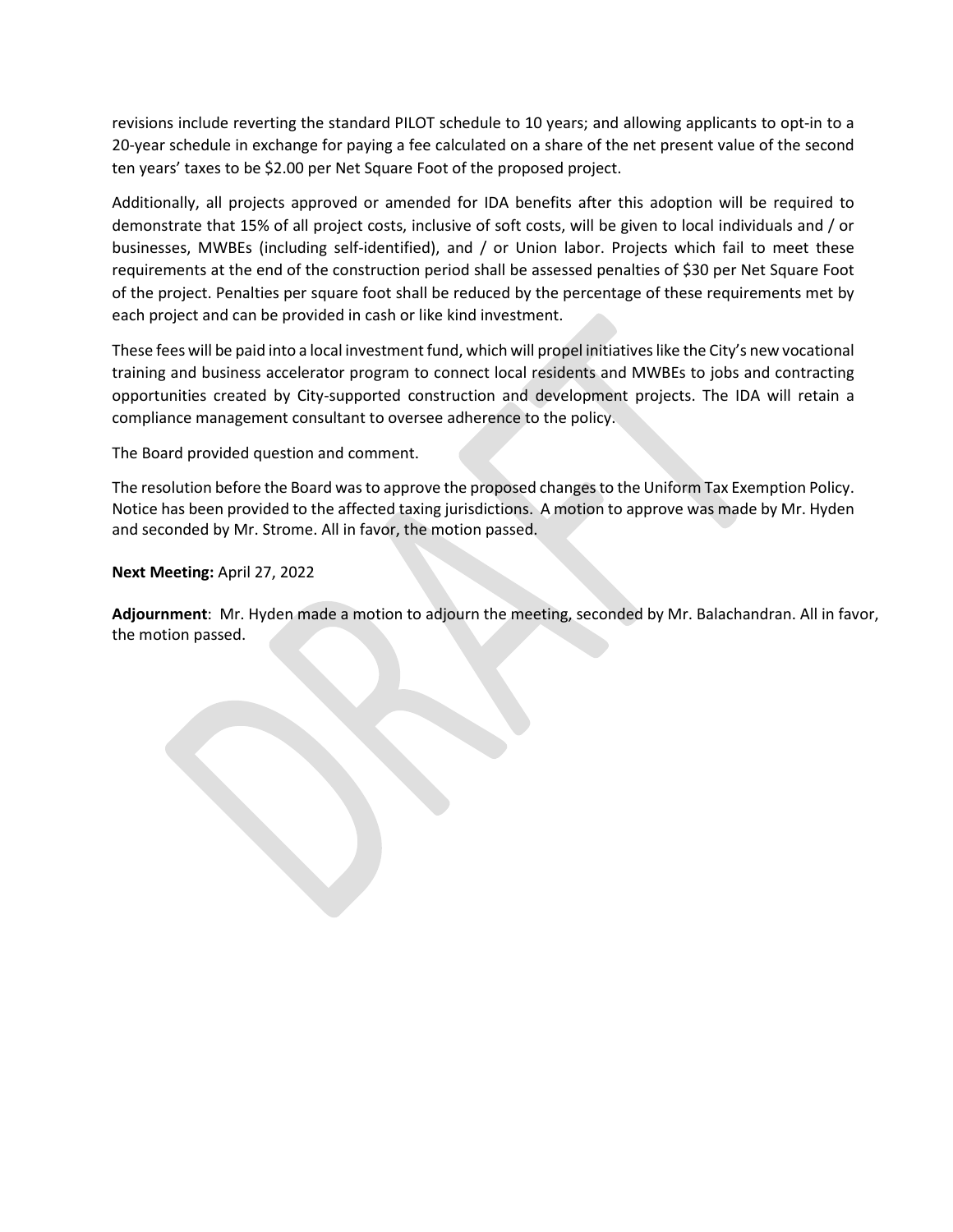revisions include reverting the standard PILOT schedule to 10 years; and allowing applicants to opt-in to a 20-year schedule in exchange for paying a fee calculated on a share of the net present value of the second ten years' taxes to be $2.00 per Net Square Foot of the proposed project.

Additionally, all projects approved or amended for IDA benefits after this adoption will be required to demonstrate that 15% of all project costs, inclusive of soft costs, will be given to local individuals and / or businesses, MWBEs (including self-identified), and / or Union labor. Projects which fail to meet these requirements at the end of the construction period shall be assessed penalties of $30 per Net Square Foot of the project. Penalties per square foot shall be reduced by the percentage of these requirements met by each project and can be provided in cash or like kind investment.

These fees will be paid into a local investment fund, which will propel initiatives like the City's new vocational training and business accelerator program to connect local residents and MWBEs to jobs and contracting opportunities created by City-supported construction and development projects. The IDA will retain a compliance management consultant to oversee adherence to the policy.

The Board provided question and comment.

The resolution before the Board was to approve the proposed changes to the Uniform Tax Exemption Policy. Notice has been provided to the affected taxing jurisdictions. A motion to approve was made by Mr. Hyden and seconded by Mr. Strome. All in favor, the motion passed.

**Next Meeting:** April 27, 2022

**Adjournment**: Mr. Hyden made a motion to adjourn the meeting, seconded by Mr. Balachandran. All in favor, the motion passed.